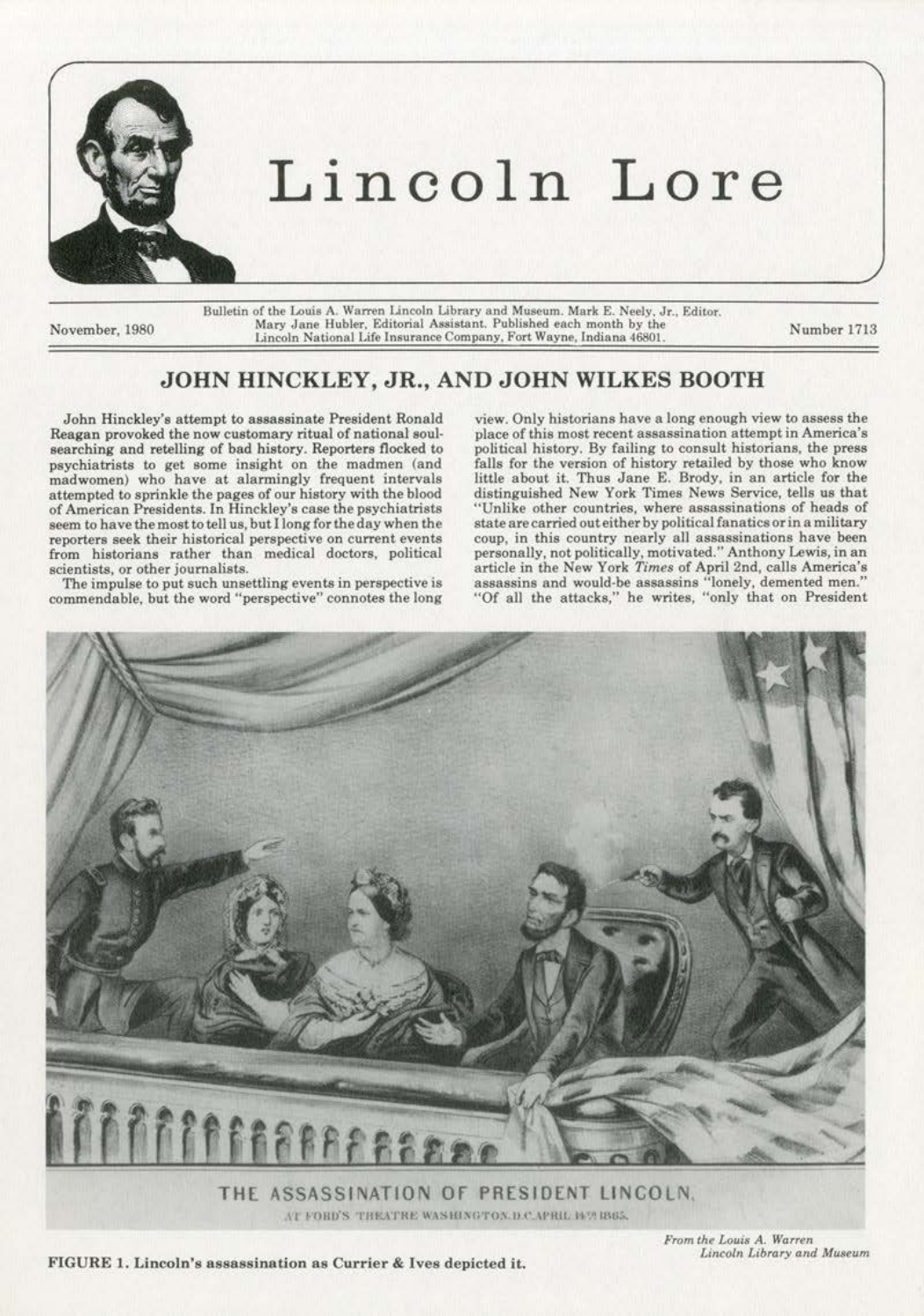# Lincoln Lore

November, 1980

Bulletin of the Louis A. Warren Lincoln Library and Museum. Mark E. Neely, Jr., Editor. Mary Jane Hubler, Editorial Assistant. Published each month by the Lincoln National Life Insurance Company, Fort Wayne, Indiana 46801.

Number 1713

## JOHN HINCKLEY, JR., AND JOHN WILKES BOOTH

John Hinckley's attempt to assassinate President Ronald Reagan provoked the now customary ritual of national soul-searching and retelling of bad history. Reporters flocked to psychiatrists to get some insight on the madmen (and madwomen) who have at alarmingly frequent intervals attempted to sprinkle the pages of our history with the blood of American Presidents. In Hinckley's case the psychiatrists seem to have the most to tell us, but I long for the day when the reporters seek their historical perspective on current events from historians rather than medical doctors, political scientists, or other journalists.

The impulse to put such unsettling events in perspective is commendable, but the word "perspective" connotes the long view. Only historians have a long enough view to assess the place of this most recent assassination attempt in America's political history. By failing to consult historians, the press falls for the version of history retailed by those who know little about it. Thus Jane E. Brody, in an article for the distinguished New York Times News Service, tells us that "Unlike other countries, where assassinations of heads of state are carried out either by political fanatics or in a military coup, in this country nearly all assassinations have been personally, not politically, motivated." Anthony Lewis, in an article in the New York *Times* of April 2nd, calls America's assassins and would-be assassins "lonely, demented men." "Of all the attacks," he writes, "only that on President

THE ASSASSINATION OF PRESIDENT LINCOLN,
AT FORD'S THEATRE WASHINGTON, D.C. APRIL 14TH 1865.

FIGURE 1. Lincoln's assassination as Currier & Ives depicted it.

*From the Louis A. Warren Lincoln Library and Museum*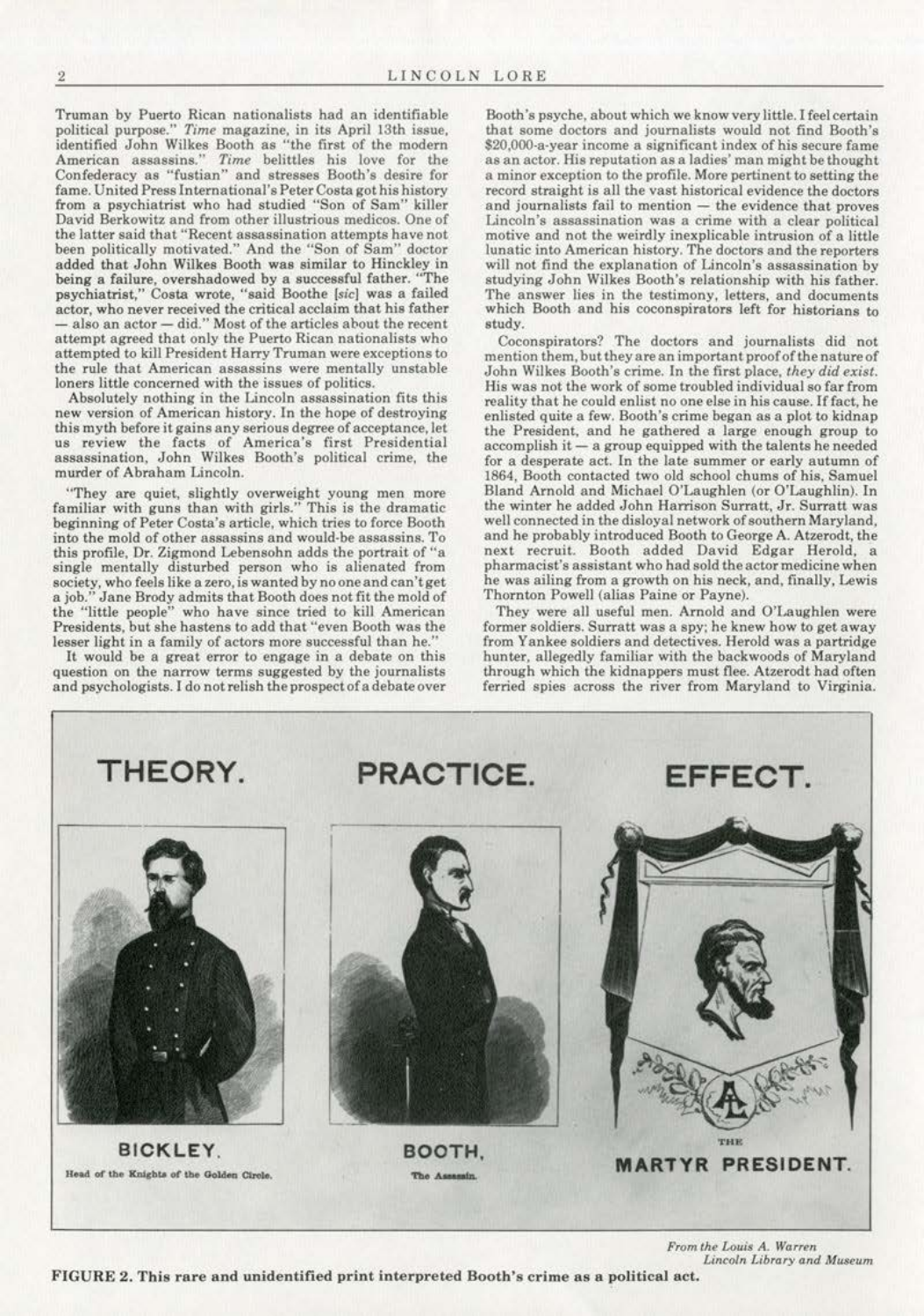Truman by Puerto Rican nationalists had an identifiable political purpose." *Time* magazine, in its April 13th issue, identified John Wilkes Booth as "the first of the modern American assassins." *Time* belittles his love for the Confederacy as "fustian" and stresses Booth's desire for fame. United Press International's Peter Costa got his history from a psychiatrist who had studied "Son of Sam" killer David Berkowitz and from other illustrious medicos. One of the latter said that "Recent assassination attempts have not been politically motivated." And the "Son of Sam" doctor added that John Wilkes Booth was similar to Hinckley in being a failure, overshadowed by a successful father. "The psychiatrist," Costa wrote, "said Boothe [*sic*] was a failed actor, who never received the critical acclaim that his father — also an actor — did." Most of the articles about the recent attempt agreed that only the Puerto Rican nationalists who attempted to kill President Harry Truman were exceptions to the rule that American assassins were mentally unstable loners little concerned with the issues of politics.

Absolutely nothing in the Lincoln assassination fits this new version of American history. In the hope of destroying this myth before it gains any serious degree of acceptance, let us review the facts of America's first Presidential assassination, John Wilkes Booth's political crime, the murder of Abraham Lincoln.

"They are quiet, slightly overweight young men more familiar with guns than with girls." This is the dramatic beginning of Peter Costa's article, which tries to force Booth into the mold of other assassins and would-be assassins. To this profile, Dr. Zigmond Lebensohn adds the portrait of "a single mentally disturbed person who is alienated from society, who feels like a zero, is wanted by no one and can't get a job." Jane Brody admits that Booth does not fit the mold of the "little people" who have since tried to kill American Presidents, but she hastens to add that "even Booth was the lesser light in a family of actors more successful than he."

It would be a great error to engage in a debate on this question on the narrow terms suggested by the journalists and psychologists. I do not relish the prospect of a debate over Booth's psyche, about which we know very little. I feel certain that some doctors and journalists would not find Booth's $20,000-a-year income a significant index of his secure fame as an actor. His reputation as a ladies' man might be thought a minor exception to the profile. More pertinent to setting the record straight is all the vast historical evidence the doctors and journalists fail to mention — the evidence that proves Lincoln's assassination was a crime with a clear political motive and not the weirdly inexplicable intrusion of a little lunatic into American history. The doctors and the reporters will not find the explanation of Lincoln's assassination by studying John Wilkes Booth's relationship with his father. The answer lies in the testimony, letters, and documents which Booth and his coconspirators left for historians to study.

Coconspirators? The doctors and journalists did not mention them, but they are an important proof of the nature of John Wilkes Booth's crime. In the first place, *they did exist*. His was not the work of some troubled individual so far from reality that he could enlist no one else in his cause. If fact, he enlisted quite a few. Booth's crime began as a plot to kidnap the President, and he gathered a large enough group to accomplish it — a group equipped with the talents he needed for a desperate act. In the late summer or early autumn of 1864, Booth contacted two old school chums of his, Samuel Bland Arnold and Michael O'Laughlen (or O'Laughlin). In the winter he added John Harrison Surratt, Jr. Surratt was well connected in the disloyal network of southern Maryland, and he probably introduced Booth to George A. Atzerodt, the next recruit. Booth added David Edgar Herold, a pharmacist's assistant who had sold the actor medicine when he was ailing from a growth on his neck, and, finally, Lewis Thornton Powell (alias Paine or Payne).

They were all useful men. Arnold and O'Laughlen were former soldiers. Surratt was a spy; he knew how to get away from Yankee soldiers and detectives. Herold was a partridge hunter, allegedly familiar with the backwoods of Maryland through which the kidnappers must flee. Atzerodt had often ferried spies across the river from Maryland to Virginia.

THEORY. PRACTICE. EFFECT.

BICKLEY. Head of the Knights of the Golden Circle.

BOOTH. The Assassin.

THE MARTYR PRESIDENT.

*From the Louis A. Warren Lincoln Library and Museum*

**FIGURE 2. This rare and unidentified print interpreted Booth's crime as a political act.**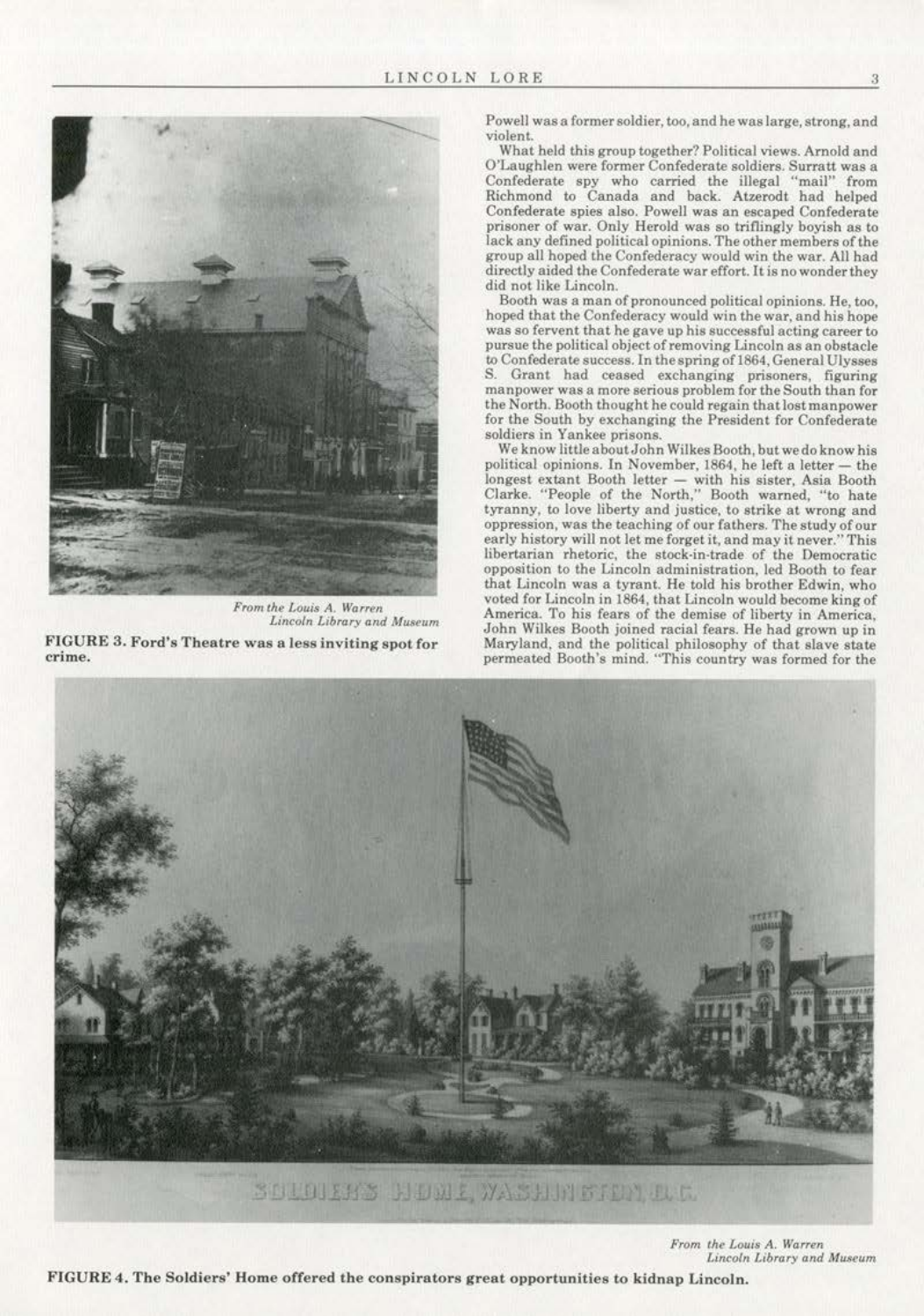From the Louis A. Warren Lincoln Library and Museum

**FIGURE 3. Ford's Theatre was a less inviting spot for crime.**

Powell was a former soldier, too, and he was large, strong, and violent.

What held this group together? Political views. Arnold and O'Laughlen were former Confederate soldiers. Surratt was a Confederate spy who carried the illegal "mail" from Richmond to Canada and back. Atzerodt had helped Confederate spies also. Powell was an escaped Confederate prisoner of war. Only Herold was so triflingly boyish as to lack any defined political opinions. The other members of the group all hoped the Confederacy would win the war. All had directly aided the Confederate war effort. It is no wonder they did not like Lincoln.

Booth was a man of pronounced political opinions. He, too, hoped that the Confederacy would win the war, and his hope was so fervent that he gave up his successful acting career to pursue the political object of removing Lincoln as an obstacle to Confederate success. In the spring of 1864, General Ulysses S. Grant had ceased exchanging prisoners, figuring manpower was a more serious problem for the South than for the North. Booth thought he could regain that lost manpower for the South by exchanging the President for Confederate soldiers in Yankee prisons.

We know little about John Wilkes Booth, but we do know his political opinions. In November, 1864, he left a letter — the longest extant Booth letter — with his sister, Asia Booth Clarke. "People of the North," Booth warned, "to hate tyranny, to love liberty and justice, to strike at wrong and oppression, was the teaching of our fathers. The study of our early history will not let me forget it, and may it never." This libertarian rhetoric, the stock-in-trade of the Democratic opposition to the Lincoln administration, led Booth to fear that Lincoln was a tyrant. He told his brother Edwin, who voted for Lincoln in 1864, that Lincoln would become king of America. To his fears of the demise of liberty in America, John Wilkes Booth joined racial fears. He had grown up in Maryland, and the political philosophy of that slave state permeated Booth's mind. "This country was formed for the

From the Louis A. Warren Lincoln Library and Museum

**FIGURE 4. The Soldiers' Home offered the conspirators great opportunities to kidnap Lincoln.**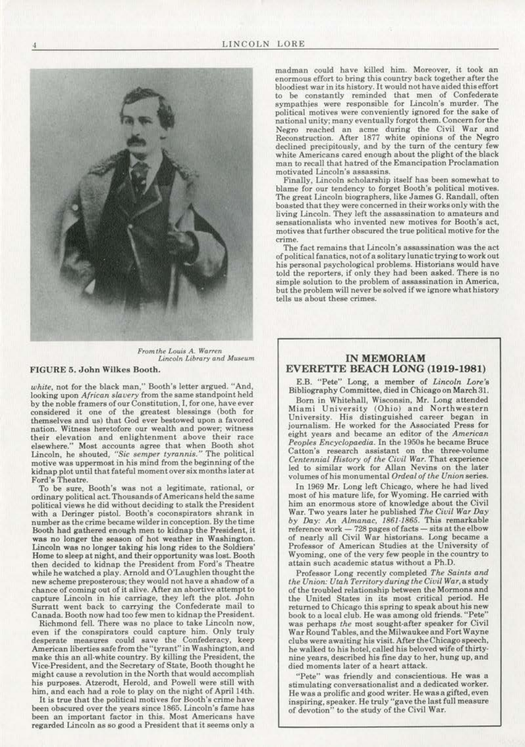*From the Louis A. Warren Lincoln Library and Museum*

**FIGURE 5. John Wilkes Booth.**

*white*, not for the black man," Booth's letter argued. "And, looking upon *African slavery* from the same standpoint held by the noble framers of our Constitution, I, for one, have ever considered it one of the greatest blessings (both for themselves and us) that God ever bestowed upon a favored nation. Witness heretofore our wealth and power; witness their elevation and enlightenment above their race elsewhere." Most accounts agree that when Booth shot Lincoln, he shouted, *"Sic semper tyrannis."* The political motive was uppermost in his mind from the beginning of the kidnap plot until that fateful moment over six months later at Ford's Theatre.

To be sure, Booth's was not a legitimate, rational, or ordinary political act. Thousands of Americans held the same political views he did without deciding to stalk the President with a Deringer pistol. Booth's coconspirators shrank in number as the crime became wilder in conception. By the time Booth had gathered enough men to kidnap the President, it was no longer the season of hot weather in Washington. Lincoln was no longer taking his long rides to the Soldiers' Home to sleep at night, and their opportunity was lost. Booth then decided to kidnap the President from Ford's Theatre while he watched a play. Arnold and O'Laughlen thought the new scheme preposterous; they would not have a shadow of a chance of coming out of it alive. After an abortive attempt to capture Lincoln in his carriage, they left the plot. John Surratt went back to carrying the Confederate mail to Canada. Booth now had too few men to kidnap the President.

Richmond fell. There was no place to take Lincoln now, even if the conspirators could capture him. Only truly desperate measures could save the Confederacy, keep American liberties safe from the "tyrant" in Washington, and make this an all-white country. By killing the President, the Vice-President, and the Secretary of State, Booth thought he might cause a revolution in the North that would accomplish his purposes. Atzerodt, Herold, and Powell were still with him, and each had a role to play on the night of April 14th.

It is true that the political motives for Booth's crime have been obscured over the years since 1865. Lincoln's fame has been an important factor in this. Most Americans have regarded Lincoln as so good a President that it seems only a madman could have killed him. Moreover, it took an enormous effort to bring this country back together after the bloodiest war in its history. It would not have aided this effort to be constantly reminded that men of Confederate sympathies were responsible for Lincoln's murder. The political motives were conveniently ignored for the sake of national unity; many eventually forgot them. Concern for the Negro reached an acme during the Civil War and Reconstruction. After 1877 white opinions of the Negro declined precipitously, and by the turn of the century few white Americans cared enough about the plight of the black man to recall that hatred of the Emancipation Proclamation motivated Lincoln's assassins.

Finally, Lincoln scholarship itself has been somewhat to blame for our tendency to forget Booth's political motives. The great Lincoln biographers, like James G. Randall, often boasted that they were concerned in their works only with the living Lincoln. They left the assassination to amateurs and sensationalists who invented new motives for Booth's act, motives that further obscured the true political motive for the crime.

The fact remains that Lincoln's assassination was the act of political fanatics, not of a solitary lunatic trying to work out his personal psychological problems. Historians would have told the reporters, if only they had been asked. There is no simple solution to the problem of assassination in America, but the problem will never be solved if we ignore what history tells us about these crimes.

## IN MEMORIAM
## EVERETTE BEACH LONG (1919-1981)

E.B. "Pete" Long, a member of *Lincoln Lore's* Bibliography Committee, died in Chicago on March 31.

Born in Whitehall, Wisconsin, Mr. Long attended Miami University (Ohio) and Northwestern University. His distinguished career began in journalism. He worked for the Associated Press for eight years and became an editor of the *American Peoples Encyclopaedia*. In the 1950s he became Bruce Catton's research assistant on the three-volume *Centennial History of the Civil War*. That experience led to similar work for Allan Nevins on the later volumes of his monumental *Ordeal of the Union* series.

In 1969 Mr. Long left Chicago, where he had lived most of his mature life, for Wyoming. He carried with him an enormous store of knowledge about the Civil War. Two years later he published *The Civil War Day by Day: An Almanac, 1861-1865*. This remarkable reference work — 728 pages of facts — sits at the elbow of nearly all Civil War historians. Long became a Professor of American Studies at the University of Wyoming, one of the very few people in the country to attain such academic status without a Ph.D.

Professor Long recently completed *The Saints and the Union: Utah Territory during the Civil War*, a study of the troubled relationship between the Mormons and the United States in its most critical period. He returned to Chicago this spring to speak about his new book to a local club. He was among old friends. "Pete" was perhaps *the* most sought-after speaker for Civil War Round Tables, and the Milwaukee and Fort Wayne clubs were awaiting his visit. After the Chicago speech, he walked to his hotel, called his beloved wife of thirty-nine years, described his fine day to her, hung up, and died moments later of a heart attack.

"Pete" was friendly and conscientious. He was a stimulating conversationalist and a dedicated worker. He was a prolific and good writer. He was a gifted, even inspiring, speaker. He truly "gave the last full measure of devotion" to the study of the Civil War.